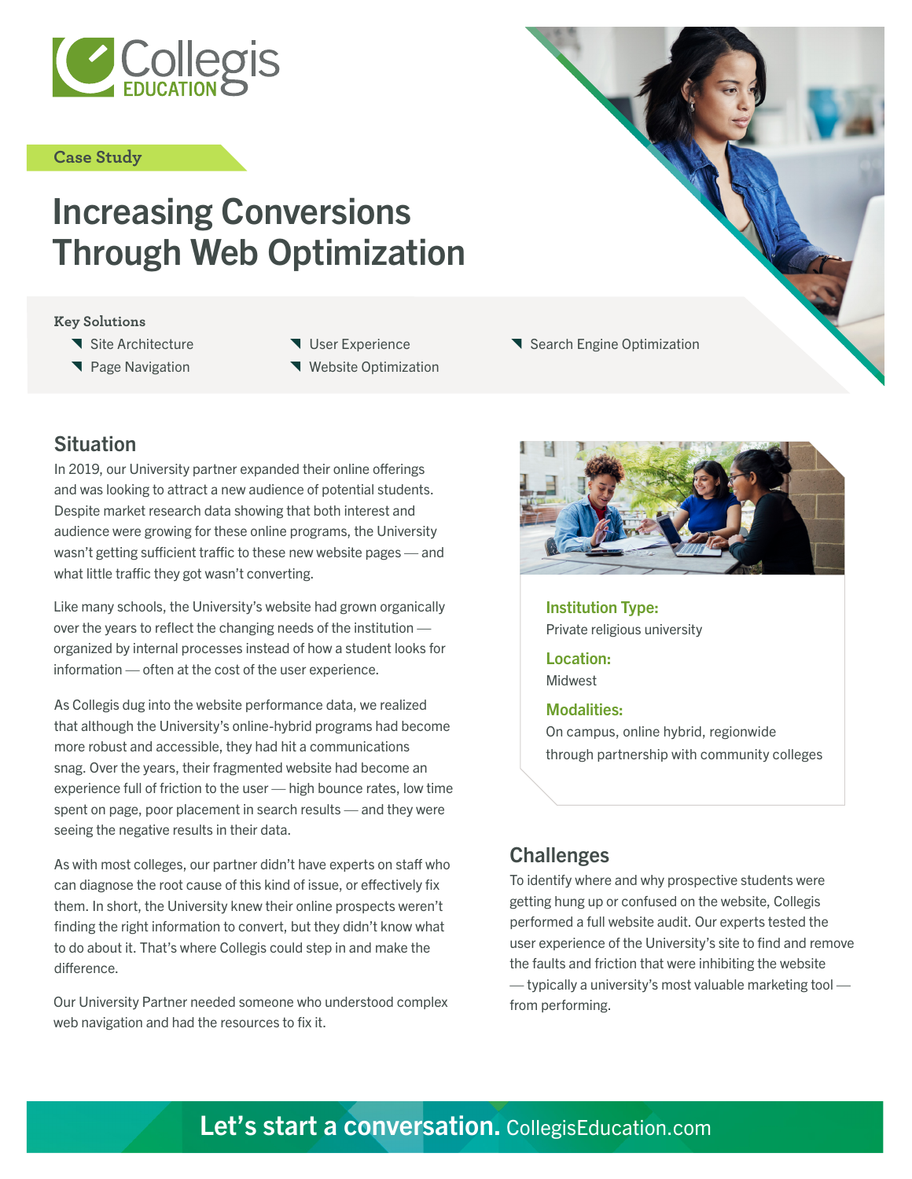Collegis EDUCATION

Case Study

# Increasing Conversions Through Web Optimization

**Key Solutions**

- Site Architecture
- Page Navigation
- User Experience
- Website Optimization
- Search Engine Optimization

## Situation

In 2019, our University partner expanded their online offerings and was looking to attract a new audience of potential students. Despite market research data showing that both interest and audience were growing for these online programs, the University wasn't getting sufficient traffic to these new website pages — and what little traffic they got wasn't converting.

Like many schools, the University's website had grown organically over the years to reflect the changing needs of the institution — organized by internal processes instead of how a student looks for information — often at the cost of the user experience.

As Collegis dug into the website performance data, we realized that although the University's online-hybrid programs had become more robust and accessible, they had hit a communications snag. Over the years, their fragmented website had become an experience full of friction to the user — high bounce rates, low time spent on page, poor placement in search results — and they were seeing the negative results in their data.

As with most colleges, our partner didn't have experts on staff who can diagnose the root cause of this kind of issue, or effectively fix them. In short, the University knew their online prospects weren't finding the right information to convert, but they didn't know what to do about it. That's where Collegis could step in and make the difference.

Our University Partner needed someone who understood complex web navigation and had the resources to fix it.

**Institution Type:**
Private religious university

**Location:**
Midwest

**Modalities:**
On campus, online hybrid, regionwide through partnership with community colleges

## Challenges

To identify where and why prospective students were getting hung up or confused on the website, Collegis performed a full website audit. Our experts tested the user experience of the University's site to find and remove the faults and friction that were inhibiting the website — typically a university's most valuable marketing tool — from performing.

**Let's start a conversation.** CollegisEducation.com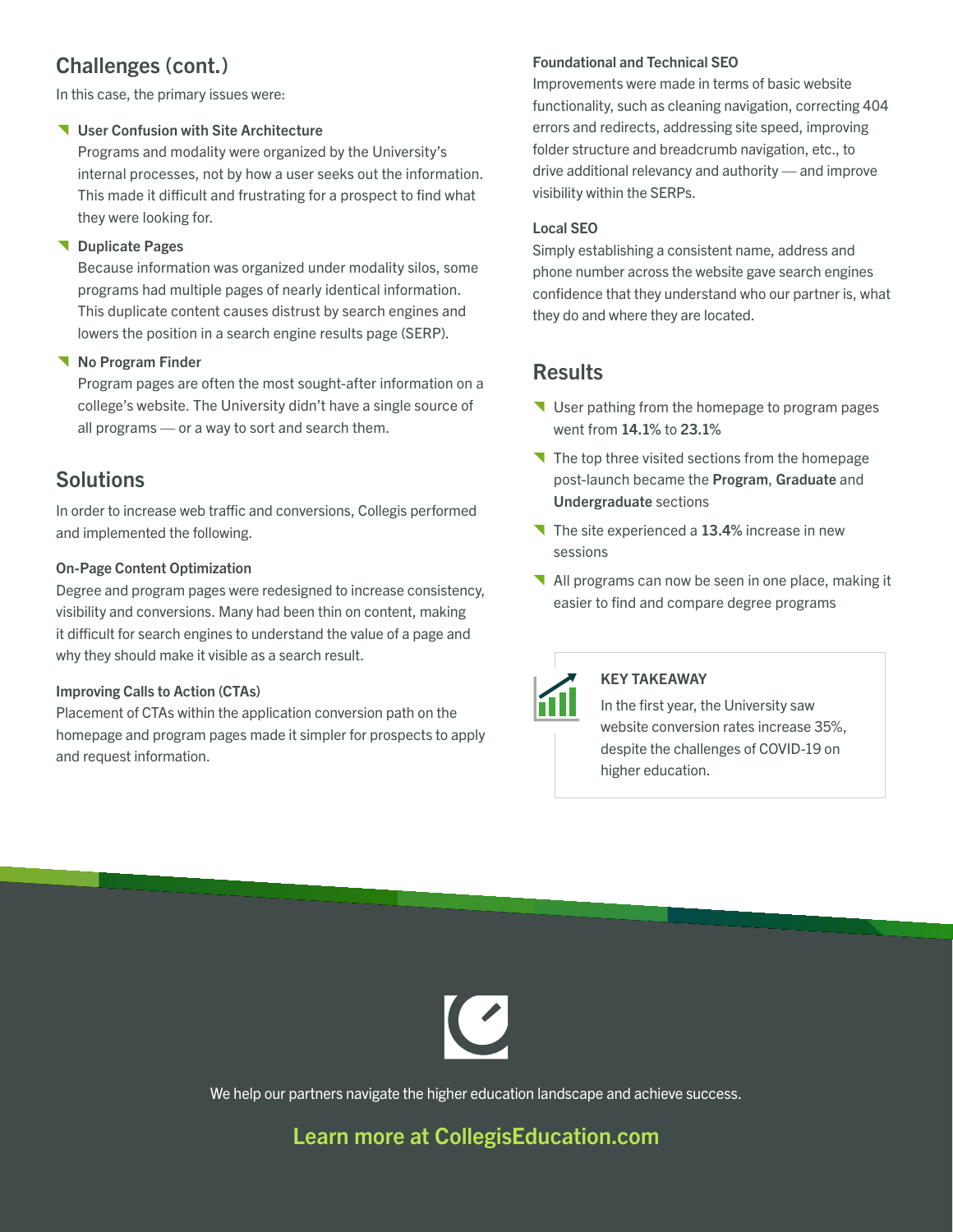## Challenges (cont.)

In this case, the primary issues were:

- **User Confusion with Site Architecture**
  Programs and modality were organized by the University's internal processes, not by how a user seeks out the information. This made it difficult and frustrating for a prospect to find what they were looking for.
- **Duplicate Pages**
  Because information was organized under modality silos, some programs had multiple pages of nearly identical information. This duplicate content causes distrust by search engines and lowers the position in a search engine results page (SERP).
- **No Program Finder**
  Program pages are often the most sought-after information on a college's website. The University didn't have a single source of all programs — or a way to sort and search them.

## Solutions

In order to increase web traffic and conversions, Collegis performed and implemented the following.

### On-Page Content Optimization

Degree and program pages were redesigned to increase consistency, visibility and conversions. Many had been thin on content, making it difficult for search engines to understand the value of a page and why they should make it visible as a search result.

### Improving Calls to Action (CTAs)

Placement of CTAs within the application conversion path on the homepage and program pages made it simpler for prospects to apply and request information.

### Foundational and Technical SEO

Improvements were made in terms of basic website functionality, such as cleaning navigation, correcting 404 errors and redirects, addressing site speed, improving folder structure and breadcrumb navigation, etc., to drive additional relevancy and authority — and improve visibility within the SERPs.

### Local SEO

Simply establishing a consistent name, address and phone number across the website gave search engines confidence that they understand who our partner is, what they do and where they are located.

## Results

- User pathing from the homepage to program pages went from **14.1%** to **23.1%**
- The top three visited sections from the homepage post-launch became the **Program**, **Graduate** and **Undergraduate** sections
- The site experienced a **13.4%** increase in new sessions
- All programs can now be seen in one place, making it easier to find and compare degree programs

**KEY TAKEAWAY**

In the first year, the University saw website conversion rates increase 35%, despite the challenges of COVID-19 on higher education.

We help our partners navigate the higher education landscape and achieve success.

**Learn more at CollegisEducation.com**